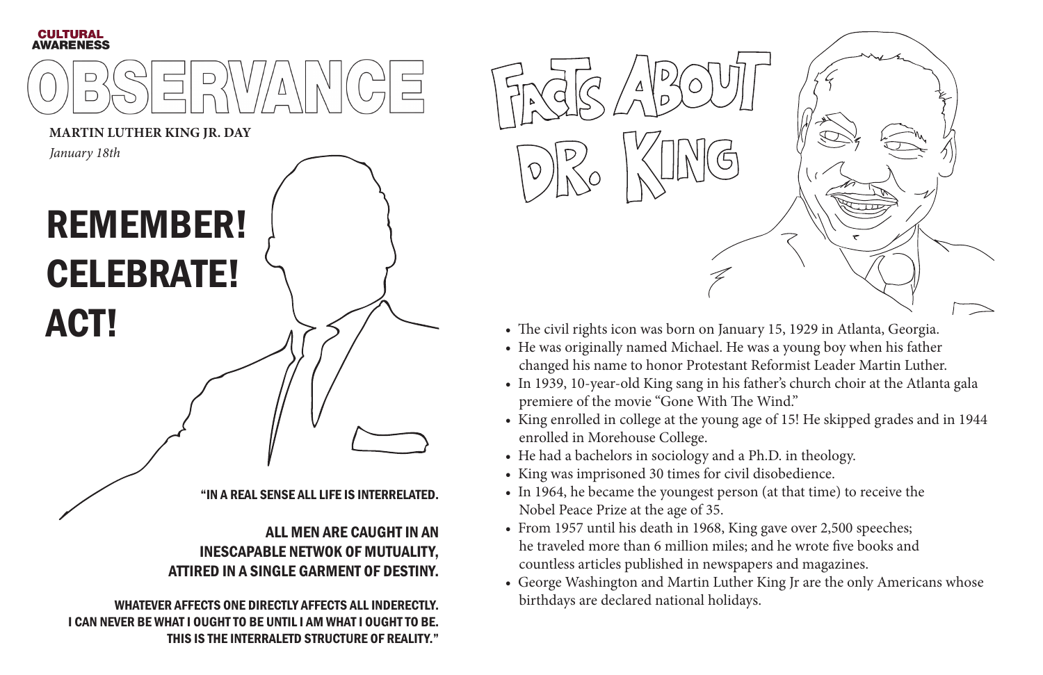CULTURAL AWARENESS

# OBSERVANCE

**MARTIN LUTHER KING JR. DAY**

*January 18th*

# REMEMBER! CELEBRATE! ACT!

"IN A REAL SENSE ALL LIFE IS INTERRELATED.

ALL MEN ARE CAUGHT IN AN INESCAPABLE NETWOK OF MUTUALITY, ATTIRED IN A SINGLE GARMENT OF DESTINY.

WHATEVER AFFECTS ONE DIRECTLY AFFECTS ALL INDERECTLY. I CAN NEVER BE WHAT I OUGHT TO BE UNTIL I AM WHAT I OUGHT TO BE. THIS IS THE INTERRALETD STRUCTURE OF REALITY."

# FACTS ABOUT DR. KING

- The civil rights icon was born on January 15, 1929 in Atlanta, Georgia.
- He was originally named Michael. He was a young boy when his father changed his name to honor Protestant Reformist Leader Martin Luther.
- In 1939, 10-year-old King sang in his father's church choir at the Atlanta gala premiere of the movie "Gone With The Wind."
- King enrolled in college at the young age of 15! He skipped grades and in 1944 enrolled in Morehouse College.
- He had a bachelors in sociology and a Ph.D. in theology.
- King was imprisoned 30 times for civil disobedience.
- In 1964, he became the youngest person (at that time) to receive the Nobel Peace Prize at the age of 35.
- From 1957 until his death in 1968, King gave over 2,500 speeches; he traveled more than 6 million miles; and he wrote five books and countless articles published in newspapers and magazines.
- George Washington and Martin Luther King Jr are the only Americans whose birthdays are declared national holidays.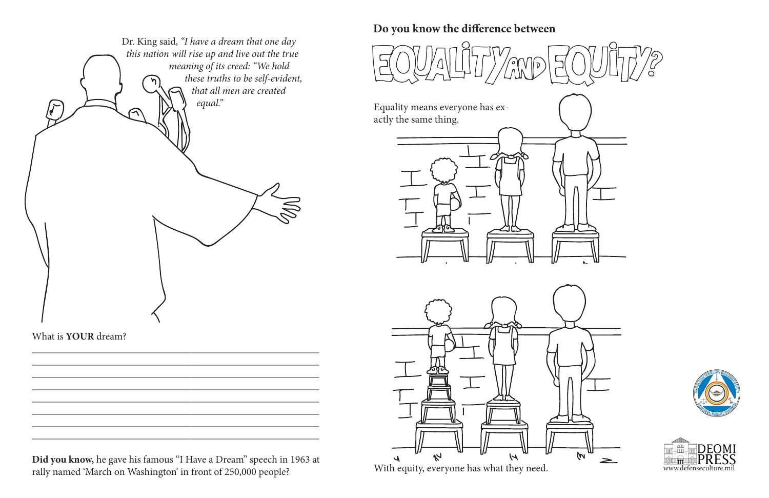Dr. King said, *"I have a dream that one day this nation will rise up and live out the true meaning of its creed: "We hold these truths to be self-evident, that all men are created equal."*

What is **YOUR** dream?

\_\_\_\_\_\_\_\_\_\_\_\_\_\_\_\_\_\_\_\_\_\_\_\_\_\_\_\_\_\_\_\_\_\_\_\_\_\_\_\_\_\_\_\_\_\_\_\_\_\_\_\_

\_\_\_\_\_\_\_\_\_\_\_\_\_\_\_\_\_\_\_\_\_\_\_\_\_\_\_\_\_\_\_\_\_\_\_\_\_\_\_\_\_\_\_\_\_\_\_\_\_\_\_\_

\_\_\_\_\_\_\_\_\_\_\_\_\_\_\_\_\_\_\_\_\_\_\_\_\_\_\_\_\_\_\_\_\_\_\_\_\_\_\_\_\_\_\_\_\_\_\_\_\_\_\_\_

\_\_\_\_\_\_\_\_\_\_\_\_\_\_\_\_\_\_\_\_\_\_\_\_\_\_\_\_\_\_\_\_\_\_\_\_\_\_\_\_\_\_\_\_\_\_\_\_\_\_\_\_

\_\_\_\_\_\_\_\_\_\_\_\_\_\_\_\_\_\_\_\_\_\_\_\_\_\_\_\_\_\_\_\_\_\_\_\_\_\_\_\_\_\_\_\_\_\_\_\_\_\_\_\_

\_\_\_\_\_\_\_\_\_\_\_\_\_\_\_\_\_\_\_\_\_\_\_\_\_\_\_\_\_\_\_\_\_\_\_\_\_\_\_\_\_\_\_\_\_\_\_\_\_\_\_\_

\_\_\_\_\_\_\_\_\_\_\_\_\_\_\_\_\_\_\_\_\_\_\_\_\_\_\_\_\_\_\_\_\_\_\_\_\_\_\_\_\_\_\_\_\_\_\_\_\_\_\_\_

\_\_\_\_\_\_\_\_\_\_\_\_\_\_\_\_\_\_\_\_\_\_\_\_\_\_\_\_\_\_\_\_\_\_\_\_\_\_\_\_\_\_\_\_\_\_\_\_\_\_\_\_

**Did you know,** he gave his famous "I Have a Dream" speech in 1963 at rally named 'March on Washington' in front of 250,000 people?

**Do you know the difference between**

# EQUALITY AND EQUITY?

Equality means everyone has exactly the same thing.

With equity, everyone has what they need.

DEOMI PRESS
www.defenseculture.mil